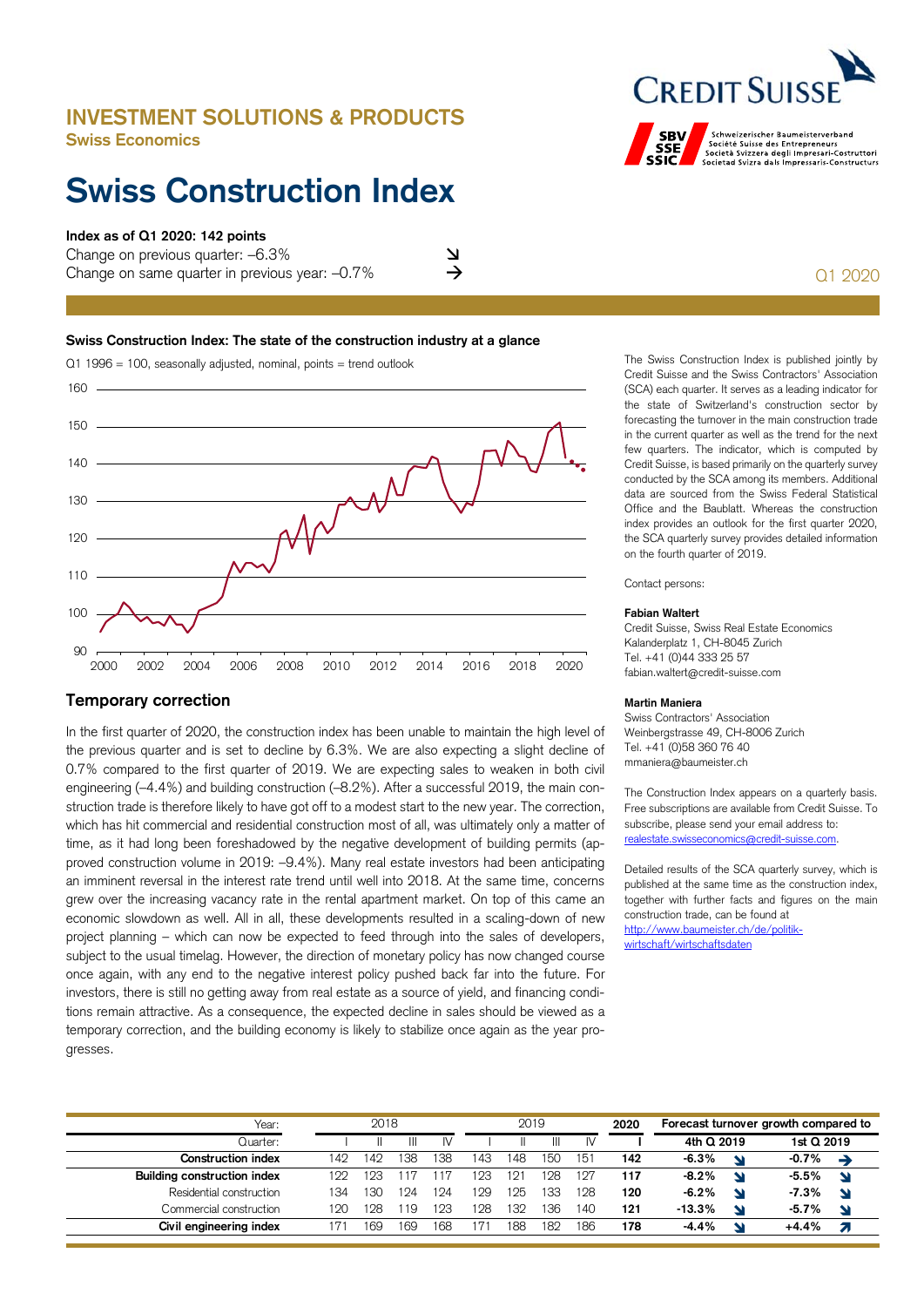## INVESTMENT SOLUTIONS & PRODUCTS

Swiss Economics

# Swiss Construction Index

Q1 2020

**Index as of Q1 2020: 142 points**

Change on previous quarter: –6.3% ↘

Change on same quarter in previous year: –0.7% →

**Swiss Construction Index: The state of the construction industry at a glance**

Q1 1996 = 100, seasonally adjusted, nominal, points = trend outlook

The Swiss Construction Index is published jointly by Credit Suisse and the Swiss Contractors' Association (SCA) each quarter. It serves as a leading indicator for the state of Switzerland's construction sector by forecasting the turnover in the main construction trade in the current quarter as well as the trend for the next few quarters. The indicator, which is computed by Credit Suisse, is based primarily on the quarterly survey conducted by the SCA among its members. Additional data are sourced from the Swiss Federal Statistical Office and the Baublatt. Whereas the construction index provides an outlook for the first quarter 2020, the SCA quarterly survey provides detailed information on the fourth quarter of 2019.

Contact persons:

**Fabian Waltert**
Credit Suisse, Swiss Real Estate Economics
Kalanderplatz 1, CH-8045 Zurich
Tel. +41 (0)44 333 25 57
fabian.waltert@credit-suisse.com

**Martin Maniera**
Swiss Contractors' Association
Weinbergstrasse 49, CH-8006 Zurich
Tel. +41 (0)58 360 76 40
mmaniera@baumeister.ch

The Construction Index appears on a quarterly basis. Free subscriptions are available from Credit Suisse. To subscribe, please send your email address to: realestate.swisseconomics@credit-suisse.com.

Detailed results of the SCA quarterly survey, which is published at the same time as the construction index, together with further facts and figures on the main construction trade, can be found at http://www.baumeister.ch/de/politik-wirtschaft/wirtschaftsdaten

## Temporary correction

In the first quarter of 2020, the construction index has been unable to maintain the high level of the previous quarter and is set to decline by 6.3%. We are also expecting a slight decline of 0.7% compared to the first quarter of 2019. We are expecting sales to weaken in both civil engineering (–4.4%) and building construction (–8.2%). After a successful 2019, the main construction trade is therefore likely to have got off to a modest start to the new year. The correction, which has hit commercial and residential construction most of all, was ultimately only a matter of time, as it had long been foreshadowed by the negative development of building permits (approved construction volume in 2019: –9.4%). Many real estate investors had been anticipating an imminent reversal in the interest rate trend until well into 2018. At the same time, concerns grew over the increasing vacancy rate in the rental apartment market. On top of this came an economic slowdown as well. All in all, these developments resulted in a scaling-down of new project planning – which can now be expected to feed through into the sales of developers, subject to the usual timelag. However, the direction of monetary policy has now changed course once again, with any end to the negative interest policy pushed back far into the future. For investors, there is still no getting away from real estate as a source of yield, and financing conditions remain attractive. As a consequence, the expected decline in sales should be viewed as a temporary correction, and the building economy is likely to stabilize once again as the year progresses.

| Year: | 2018 | | | | 2019 | | | | 2020 | Forecast turnover growth compared to | | | |
|---|---|---|---|---|---|---|---|---|---|---|---|---|---|
| Quarter: | I | II | III | IV | I | II | III | IV | I | 4th Q 2019 | | 1st Q 2019 | |
| **Construction index** | 142 | 142 | 138 | 138 | 143 | 148 | 150 | 151 | **142** | **-6.3%** | ↘ | **-0.7%** | → |
| **Building construction index** | 122 | 123 | 117 | 117 | 123 | 121 | 128 | 127 | **117** | **-8.2%** | ↘ | **-5.5%** | ↘ |
| Residential construction | 134 | 130 | 124 | 124 | 129 | 125 | 133 | 128 | **120** | **-6.2%** | ↘ | **-7.3%** | ↘ |
| Commercial construction | 120 | 128 | 119 | 123 | 128 | 132 | 136 | 140 | **121** | **-13.3%** | ↘ | **-5.7%** | ↘ |
| **Civil engineering index** | 171 | 169 | 169 | 168 | 171 | 188 | 182 | 186 | **178** | **-4.4%** | ↘ | **+4.4%** | ↗ |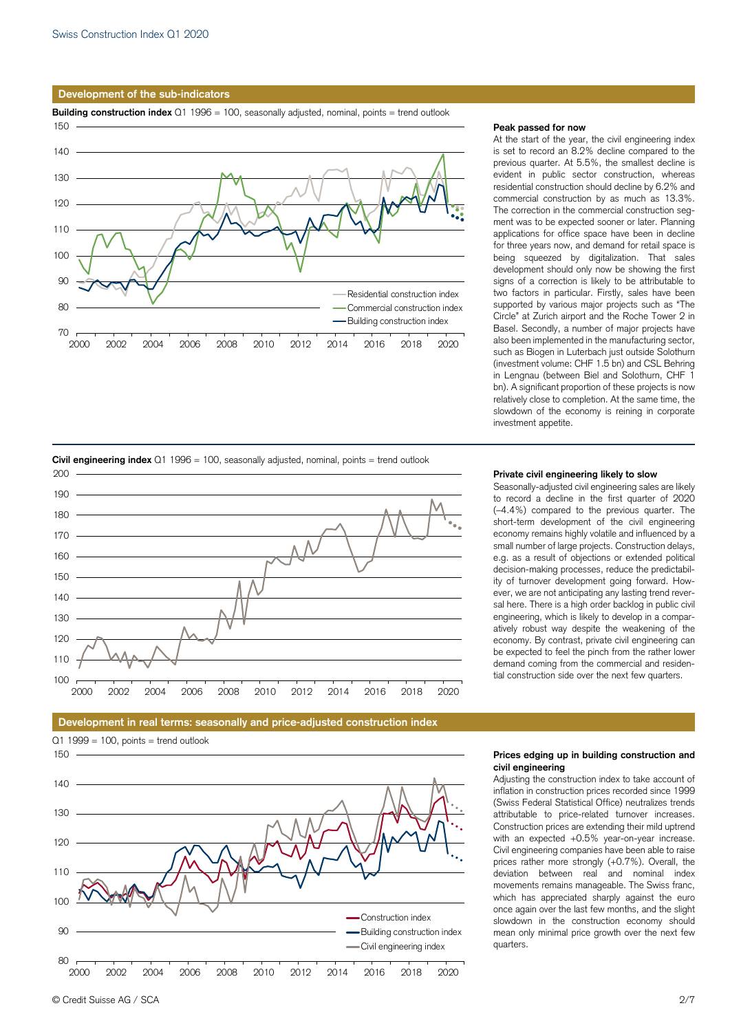## Development of the sub-indicators

**Building construction index** Q1 1996 = 100, seasonally adjusted, nominal, points = trend outlook

Residential construction index
Commercial construction index
Building construction index

### Peak passed for now

At the start of the year, the civil engineering index is set to record an 8.2% decline compared to the previous quarter. At 5.5%, the smallest decline is evident in public sector construction, whereas residential construction should decline by 6.2% and commercial construction by as much as 13.3%. The correction in the commercial construction segment was to be expected sooner or later. Planning applications for office space have been in decline for three years now, and demand for rental space is being squeezed by digitalization. That sales development should only now be showing the first signs of a correction is likely to be attributable to two factors in particular. Firstly, sales have been supported by various major projects such as "The Circle" at Zurich airport and the Roche Tower 2 in Basel. Secondly, a number of major projects have also been implemented in the manufacturing sector, such as Biogen in Luterbach just outside Solothurn (investment volume: CHF 1.5 bn) and CSL Behring in Lengnau (between Biel and Solothurn, CHF 1 bn). A significant proportion of these projects is now relatively close to completion. At the same time, the slowdown of the economy is reining in corporate investment appetite.

**Civil engineering index** Q1 1996 = 100, seasonally adjusted, nominal, points = trend outlook

### Private civil engineering likely to slow

Seasonally-adjusted civil engineering sales are likely to record a decline in the first quarter of 2020 (–4.4%) compared to the previous quarter. The short-term development of the civil engineering economy remains highly volatile and influenced by a small number of large projects. Construction delays, e.g. as a result of objections or extended political decision-making processes, reduce the predictability of turnover development going forward. However, we are not anticipating any lasting trend reversal here. There is a high order backlog in public civil engineering, which is likely to develop in a comparatively robust way despite the weakening of the economy. By contrast, private civil engineering can be expected to feel the pinch from the rather lower demand coming from the commercial and residential construction side over the next few quarters.

## Development in real terms: seasonally and price-adjusted construction index

Q1 1999 = 100, points = trend outlook

Construction index
Building construction index
Civil engineering index

### Prices edging up in building construction and civil engineering

Adjusting the construction index to take account of inflation in construction prices recorded since 1999 (Swiss Federal Statistical Office) neutralizes trends attributable to price-related turnover increases. Construction prices are extending their mild uptrend with an expected +0.5% year-on-year increase. Civil engineering companies have been able to raise prices rather more strongly (+0.7%). Overall, the deviation between real and nominal index movements remains manageable. The Swiss franc, which has appreciated sharply against the euro once again over the last few months, and the slight slowdown in the construction economy should mean only minimal price growth over the next few quarters.

© Credit Suisse AG / SCA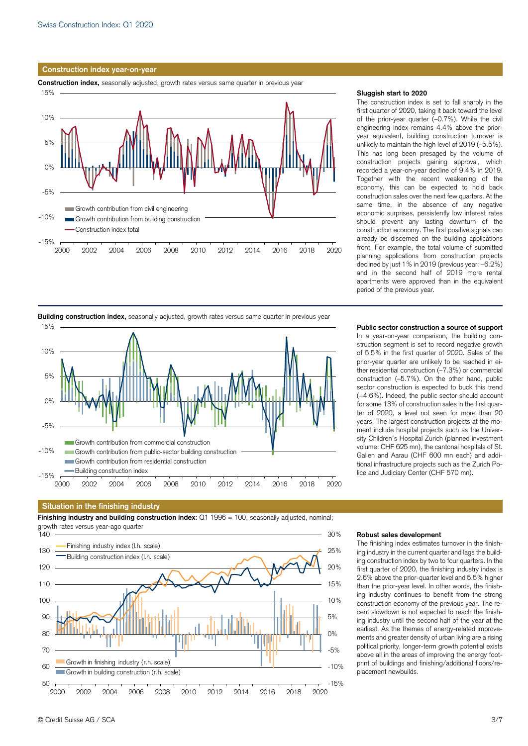## Construction index year-on-year

**Construction index,** seasonally adjusted, growth rates versus same quarter in previous year

### Sluggish start to 2020

The construction index is set to fall sharply in the first quarter of 2020, taking it back toward the level of the prior-year quarter (–0.7%). While the civil engineering index remains 4.4% above the prior-year equivalent, building construction turnover is unlikely to maintain the high level of 2019 (–5.5%). This has long been presaged by the volume of construction projects gaining approval, which recorded a year-on-year decline of 9.4% in 2019. Together with the recent weakening of the economy, this can be expected to hold back construction sales over the next few quarters. At the same time, in the absence of any negative economic surprises, persistently low interest rates should prevent any lasting downturn of the construction economy. The first positive signals can already be discerned on the building applications front. For example, the total volume of submitted planning applications from construction projects declined by just 1% in 2019 (previous year: –6.2%) and in the second half of 2019 more rental apartments were approved than in the equivalent period of the previous year.

**Building construction index,** seasonally adjusted, growth rates versus same quarter in previous year

### Public sector construction a source of support

In a year-on-year comparison, the building construction segment is set to record negative growth of 5.5% in the first quarter of 2020. Sales of the prior-year quarter are unlikely to be reached in either residential construction (–7.3%) or commercial construction (–5.7%). On the other hand, public sector construction is expected to buck this trend (+4.6%). Indeed, the public sector should account for some 13% of construction sales in the first quarter of 2020, a level not seen for more than 20 years. The largest construction projects at the moment include hospital projects such as the University Children's Hospital Zurich (planned investment volume: CHF 625 mn), the cantonal hospitals of St. Gallen and Aarau (CHF 600 mn each) and additional infrastructure projects such as the Zurich Police and Judiciary Center (CHF 570 mn).

## Situation in the finishing industry

**Finishing industry and building construction index:** Q1 1996 = 100, seasonally adjusted, nominal; growth rates versus year-ago quarter

### Robust sales development

The finishing index estimates turnover in the finishing industry in the current quarter and lags the building construction index by two to four quarters. In the first quarter of 2020, the finishing industry index is 2.6% above the prior-quarter level and 5.5% higher than the prior-year level. In other words, the finishing industry continues to benefit from the strong construction economy of the previous year. The recent slowdown is not expected to reach the finishing industry until the second half of the year at the earliest. As the themes of energy-related improvements and greater density of urban living are a rising political priority, longer-term growth potential exists above all in the areas of improving the energy footprint of buildings and finishing/additional floors/replacement newbuilds.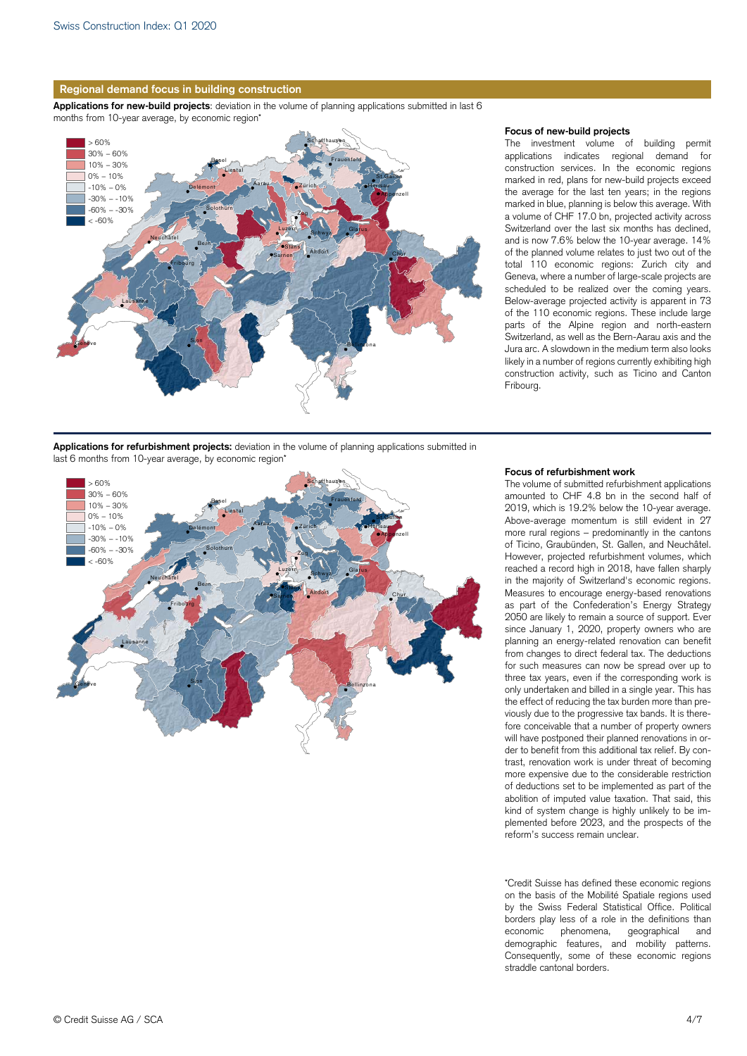## Regional demand focus in building construction

**Applications for new-build projects**: deviation in the volume of planning applications submitted in last 6 months from 10-year average, by economic region*

### Focus of new-build projects

The investment volume of building permit applications indicates regional demand for construction services. In the economic regions marked in red, plans for new-build projects exceed the average for the last ten years; in the regions marked in blue, planning is below this average. With a volume of CHF 17.0 bn, projected activity across Switzerland over the last six months has declined, and is now 7.6% below the 10-year average. 14% of the planned volume relates to just two out of the total 110 economic regions: Zurich city and Geneva, where a number of large-scale projects are scheduled to be realized over the coming years. Below-average projected activity is apparent in 73 of the 110 economic regions. These include large parts of the Alpine region and north-eastern Switzerland, as well as the Bern-Aarau axis and the Jura arc. A slowdown in the medium term also looks likely in a number of regions currently exhibiting high construction activity, such as Ticino and Canton Fribourg.

**Applications for refurbishment projects:** deviation in the volume of planning applications submitted in last 6 months from 10-year average, by economic region*

### Focus of refurbishment work

The volume of submitted refurbishment applications amounted to CHF 4.8 bn in the second half of 2019, which is 19.2% below the 10-year average. Above-average momentum is still evident in 27 more rural regions – predominantly in the cantons of Ticino, Graubünden, St. Gallen, and Neuchâtel. However, projected refurbishment volumes, which reached a record high in 2018, have fallen sharply in the majority of Switzerland's economic regions. Measures to encourage energy-based renovations as part of the Confederation's Energy Strategy 2050 are likely to remain a source of support. Ever since January 1, 2020, property owners who are planning an energy-related renovation can benefit from changes to direct federal tax. The deductions for such measures can now be spread over up to three tax years, even if the corresponding work is only undertaken and billed in a single year. This has the effect of reducing the tax burden more than previously due to the progressive tax bands. It is therefore conceivable that a number of property owners will have postponed their planned renovations in order to benefit from this additional tax relief. By contrast, renovation work is under threat of becoming more expensive due to the considerable restriction of deductions set to be implemented as part of the abolition of imputed value taxation. That said, this kind of system change is highly unlikely to be implemented before 2023, and the prospects of the reform's success remain unclear.

*Credit Suisse has defined these economic regions on the basis of the Mobilité Spatiale regions used by the Swiss Federal Statistical Office. Political borders play less of a role in the definitions than economic phenomena, geographical and demographic features, and mobility patterns. Consequently, some of these economic regions straddle cantonal borders.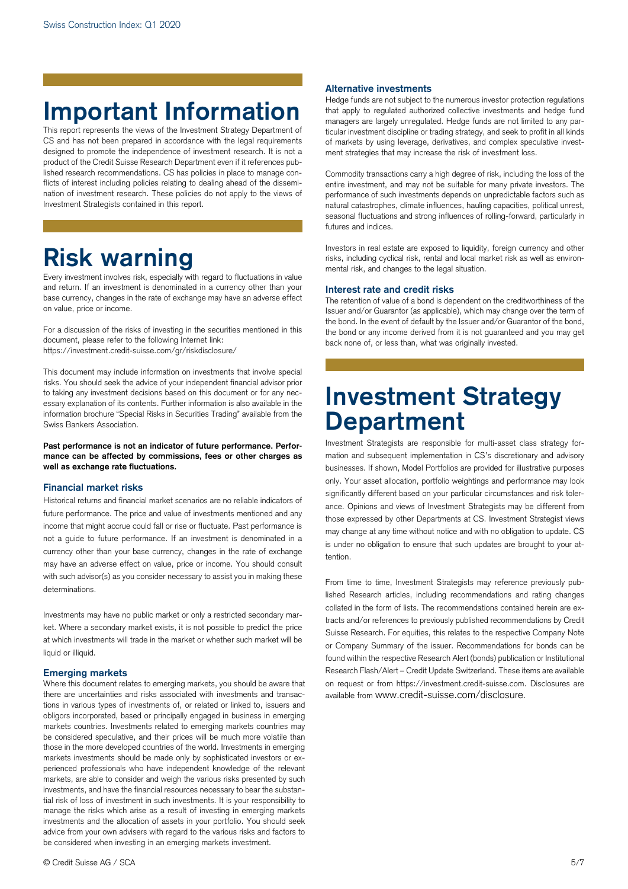# Important Information

This report represents the views of the Investment Strategy Department of CS and has not been prepared in accordance with the legal requirements designed to promote the independence of investment research. It is not a product of the Credit Suisse Research Department even if it references published research recommendations. CS has policies in place to manage conflicts of interest including policies relating to dealing ahead of the dissemination of investment research. These policies do not apply to the views of Investment Strategists contained in this report.

# Risk warning

Every investment involves risk, especially with regard to fluctuations in value and return. If an investment is denominated in a currency other than your base currency, changes in the rate of exchange may have an adverse effect on value, price or income.

For a discussion of the risks of investing in the securities mentioned in this document, please refer to the following Internet link:
https://investment.credit-suisse.com/gr/riskdisclosure/

This document may include information on investments that involve special risks. You should seek the advice of your independent financial advisor prior to taking any investment decisions based on this document or for any necessary explanation of its contents. Further information is also available in the information brochure "Special Risks in Securities Trading" available from the Swiss Bankers Association.

**Past performance is not an indicator of future performance. Performance can be affected by commissions, fees or other charges as well as exchange rate fluctuations.**

### Financial market risks

Historical returns and financial market scenarios are no reliable indicators of future performance. The price and value of investments mentioned and any income that might accrue could fall or rise or fluctuate. Past performance is not a guide to future performance. If an investment is denominated in a currency other than your base currency, changes in the rate of exchange may have an adverse effect on value, price or income. You should consult with such advisor(s) as you consider necessary to assist you in making these determinations.

Investments may have no public market or only a restricted secondary market. Where a secondary market exists, it is not possible to predict the price at which investments will trade in the market or whether such market will be liquid or illiquid.

### Emerging markets

Where this document relates to emerging markets, you should be aware that there are uncertainties and risks associated with investments and transactions in various types of investments of, or related or linked to, issuers and obligors incorporated, based or principally engaged in business in emerging markets countries. Investments related to emerging markets countries may be considered speculative, and their prices will be much more volatile than those in the more developed countries of the world. Investments in emerging markets investments should be made only by sophisticated investors or experienced professionals who have independent knowledge of the relevant markets, are able to consider and weigh the various risks presented by such investments, and have the financial resources necessary to bear the substantial risk of loss of investment in such investments. It is your responsibility to manage the risks which arise as a result of investing in emerging markets investments and the allocation of assets in your portfolio. You should seek advice from your own advisers with regard to the various risks and factors to be considered when investing in an emerging markets investment.

### Alternative investments

Hedge funds are not subject to the numerous investor protection regulations that apply to regulated authorized collective investments and hedge fund managers are largely unregulated. Hedge funds are not limited to any particular investment discipline or trading strategy, and seek to profit in all kinds of markets by using leverage, derivatives, and complex speculative investment strategies that may increase the risk of investment loss.

Commodity transactions carry a high degree of risk, including the loss of the entire investment, and may not be suitable for many private investors. The performance of such investments depends on unpredictable factors such as natural catastrophes, climate influences, hauling capacities, political unrest, seasonal fluctuations and strong influences of rolling-forward, particularly in futures and indices.

Investors in real estate are exposed to liquidity, foreign currency and other risks, including cyclical risk, rental and local market risk as well as environmental risk, and changes to the legal situation.

### Interest rate and credit risks

The retention of value of a bond is dependent on the creditworthiness of the Issuer and/or Guarantor (as applicable), which may change over the term of the bond. In the event of default by the Issuer and/or Guarantor of the bond, the bond or any income derived from it is not guaranteed and you may get back none of, or less than, what was originally invested.

# Investment Strategy Department

Investment Strategists are responsible for multi-asset class strategy formation and subsequent implementation in CS's discretionary and advisory businesses. If shown, Model Portfolios are provided for illustrative purposes only. Your asset allocation, portfolio weightings and performance may look significantly different based on your particular circumstances and risk tolerance. Opinions and views of Investment Strategists may be different from those expressed by other Departments at CS. Investment Strategist views may change at any time without notice and with no obligation to update. CS is under no obligation to ensure that such updates are brought to your attention.

From time to time, Investment Strategists may reference previously published Research articles, including recommendations and rating changes collated in the form of lists. The recommendations contained herein are extracts and/or references to previously published recommendations by Credit Suisse Research. For equities, this relates to the respective Company Note or Company Summary of the issuer. Recommendations for bonds can be found within the respective Research Alert (bonds) publication or Institutional Research Flash/Alert – Credit Update Switzerland. These items are available on request or from https://investment.credit-suisse.com. Disclosures are available from www.credit-suisse.com/disclosure.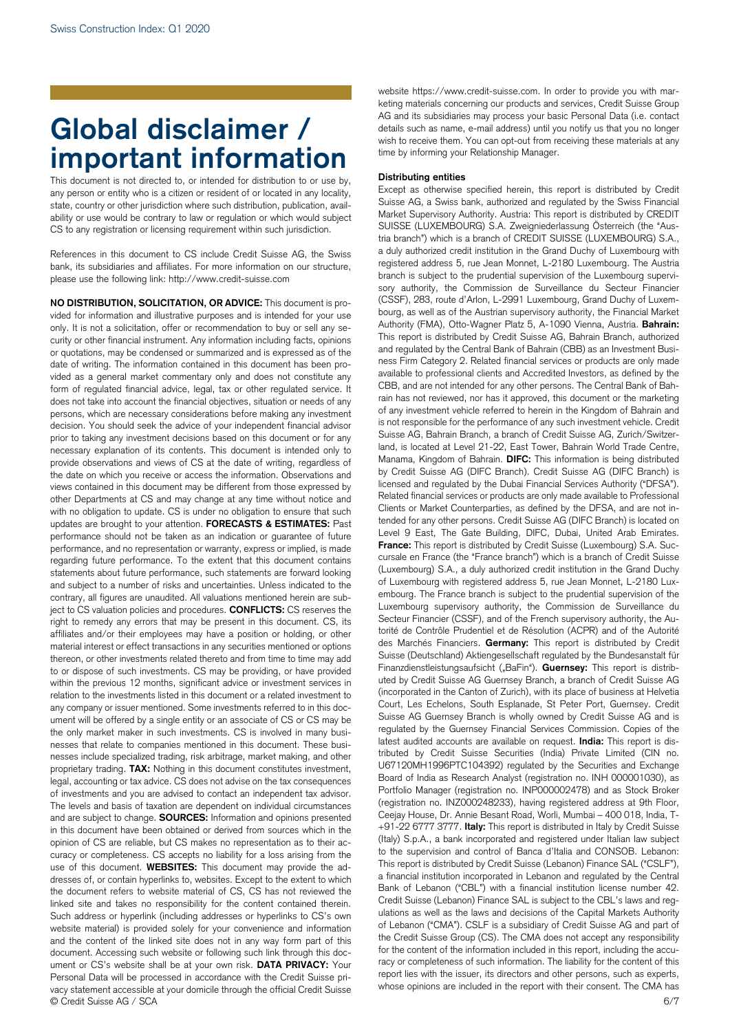# Global disclaimer / important information

This document is not directed to, or intended for distribution to or use by, any person or entity who is a citizen or resident of or located in any locality, state, country or other jurisdiction where such distribution, publication, availability or use would be contrary to law or regulation or which would subject CS to any registration or licensing requirement within such jurisdiction.

References in this document to CS include Credit Suisse AG, the Swiss bank, its subsidiaries and affiliates. For more information on our structure, please use the following link: http://www.credit-suisse.com

**NO DISTRIBUTION, SOLICITATION, OR ADVICE:** This document is provided for information and illustrative purposes and is intended for your use only. It is not a solicitation, offer or recommendation to buy or sell any security or other financial instrument. Any information including facts, opinions or quotations, may be condensed or summarized and is expressed as of the date of writing. The information contained in this document has been provided as a general market commentary only and does not constitute any form of regulated financial advice, legal, tax or other regulated service. It does not take into account the financial objectives, situation or needs of any persons, which are necessary considerations before making any investment decision. You should seek the advice of your independent financial advisor prior to taking any investment decisions based on this document or for any necessary explanation of its contents. This document is intended only to provide observations and views of CS at the date of writing, regardless of the date on which you receive or access the information. Observations and views contained in this document may be different from those expressed by other Departments at CS and may change at any time without notice and with no obligation to update. CS is under no obligation to ensure that such updates are brought to your attention. **FORECASTS & ESTIMATES:** Past performance should not be taken as an indication or guarantee of future performance, and no representation or warranty, express or implied, is made regarding future performance. To the extent that this document contains statements about future performance, such statements are forward looking and subject to a number of risks and uncertainties. Unless indicated to the contrary, all figures are unaudited. All valuations mentioned herein are subject to CS valuation policies and procedures. **CONFLICTS:** CS reserves the right to remedy any errors that may be present in this document. CS, its affiliates and/or their employees may have a position or holding, or other material interest or effect transactions in any securities mentioned or options thereon, or other investments related thereto and from time to time may add to or dispose of such investments. CS may be providing, or have provided within the previous 12 months, significant advice or investment services in relation to the investments listed in this document or a related investment to any company or issuer mentioned. Some investments referred to in this document will be offered by a single entity or an associate of CS or CS may be the only market maker in such investments. CS is involved in many businesses that relate to companies mentioned in this document. These businesses include specialized trading, risk arbitrage, market making, and other proprietary trading. **TAX:** Nothing in this document constitutes investment, legal, accounting or tax advice. CS does not advise on the tax consequences of investments and you are advised to contact an independent tax advisor. The levels and basis of taxation are dependent on individual circumstances and are subject to change. **SOURCES:** Information and opinions presented in this document have been obtained or derived from sources which in the opinion of CS are reliable, but CS makes no representation as to their accuracy or completeness. CS accepts no liability for a loss arising from the use of this document. **WEBSITES:** This document may provide the addresses of, or contain hyperlinks to, websites. Except to the extent to which the document refers to website material of CS, CS has not reviewed the linked site and takes no responsibility for the content contained therein. Such address or hyperlink (including addresses or hyperlinks to CS's own website material) is provided solely for your convenience and information and the content of the linked site does not in any way form part of this document. Accessing such website or following such link through this document or CS's website shall be at your own risk. **DATA PRIVACY:** Your Personal Data will be processed in accordance with the Credit Suisse privacy statement accessible at your domicile through the official Credit Suisse website https://www.credit-suisse.com. In order to provide you with marketing materials concerning our products and services, Credit Suisse Group AG and its subsidiaries may process your basic Personal Data (i.e. contact details such as name, e-mail address) until you notify us that you no longer wish to receive them. You can opt-out from receiving these materials at any time by informing your Relationship Manager.

### Distributing entities

Except as otherwise specified herein, this report is distributed by Credit Suisse AG, a Swiss bank, authorized and regulated by the Swiss Financial Market Supervisory Authority. Austria: This report is distributed by CREDIT SUISSE (LUXEMBOURG) S.A. Zweigniederlassung Österreich (the "Austria branch") which is a branch of CREDIT SUISSE (LUXEMBOURG) S.A., a duly authorized credit institution in the Grand Duchy of Luxembourg with registered address 5, rue Jean Monnet, L-2180 Luxembourg. The Austria branch is subject to the prudential supervision of the Luxembourg supervisory authority, the Commission de Surveillance du Secteur Financier (CSSF), 283, route d'Arlon, L-2991 Luxembourg, Grand Duchy of Luxembourg, as well as of the Austrian supervisory authority, the Financial Market Authority (FMA), Otto-Wagner Platz 5, A-1090 Vienna, Austria. **Bahrain:** This report is distributed by Credit Suisse AG, Bahrain Branch, authorized and regulated by the Central Bank of Bahrain (CBB) as an Investment Business Firm Category 2. Related financial services or products are only made available to professional clients and Accredited Investors, as defined by the CBB, and are not intended for any other persons. The Central Bank of Bahrain has not reviewed, nor has it approved, this document or the marketing of any investment vehicle referred to herein in the Kingdom of Bahrain and is not responsible for the performance of any such investment vehicle. Credit Suisse AG, Bahrain Branch, a branch of Credit Suisse AG, Zurich/Switzerland, is located at Level 21-22, East Tower, Bahrain World Trade Centre, Manama, Kingdom of Bahrain. **DIFC:** This information is being distributed by Credit Suisse AG (DIFC Branch). Credit Suisse AG (DIFC Branch) is licensed and regulated by the Dubai Financial Services Authority ("DFSA"). Related financial services or products are only made available to Professional Clients or Market Counterparties, as defined by the DFSA, and are not intended for any other persons. Credit Suisse AG (DIFC Branch) is located on Level 9 East, The Gate Building, DIFC, Dubai, United Arab Emirates. **France:** This report is distributed by Credit Suisse (Luxembourg) S.A. Succursale en France (the "France branch") which is a branch of Credit Suisse (Luxembourg) S.A., a duly authorized credit institution in the Grand Duchy of Luxembourg with registered address 5, rue Jean Monnet, L-2180 Luxembourg. The France branch is subject to the prudential supervision of the Luxembourg supervisory authority, the Commission de Surveillance du Secteur Financier (CSSF), and of the French supervisory authority, the Autorité de Contrôle Prudentiel et de Résolution (ACPR) and of the Autorité des Marchés Financiers. **Germany:** This report is distributed by Credit Suisse (Deutschland) Aktiengesellschaft regulated by the Bundesanstalt für Finanzdienstleistungsaufsicht („BaFin"). **Guernsey:** This report is distributed by Credit Suisse AG Guernsey Branch, a branch of Credit Suisse AG (incorporated in the Canton of Zurich), with its place of business at Helvetia Court, Les Echelons, South Esplanade, St Peter Port, Guernsey. Credit Suisse AG Guernsey Branch is wholly owned by Credit Suisse AG and is regulated by the Guernsey Financial Services Commission. Copies of the latest audited accounts are available on request. **India:** This report is distributed by Credit Suisse Securities (India) Private Limited (CIN no. U67120MH1996PTC104392) regulated by the Securities and Exchange Board of India as Research Analyst (registration no. INH 000001030), as Portfolio Manager (registration no. INP000002478) and as Stock Broker (registration no. INZ000248233), having registered address at 9th Floor, Ceejay House, Dr. Annie Besant Road, Worli, Mumbai – 400 018, India, T- +91-22 6777 3777. **Italy:** This report is distributed in Italy by Credit Suisse (Italy) S.p.A., a bank incorporated and registered under Italian law subject to the supervision and control of Banca d'Italia and CONSOB. Lebanon: This report is distributed by Credit Suisse (Lebanon) Finance SAL ("CSLF"), a financial institution incorporated in Lebanon and regulated by the Central Bank of Lebanon ("CBL") with a financial institution license number 42. Credit Suisse (Lebanon) Finance SAL is subject to the CBL's laws and regulations as well as the laws and decisions of the Capital Markets Authority of Lebanon ("CMA"). CSLF is a subsidiary of Credit Suisse AG and part of the Credit Suisse Group (CS). The CMA does not accept any responsibility for the content of the information included in this report, including the accuracy or completeness of such information. The liability for the content of this report lies with the issuer, its directors and other persons, such as experts, whose opinions are included in the report with their consent. The CMA has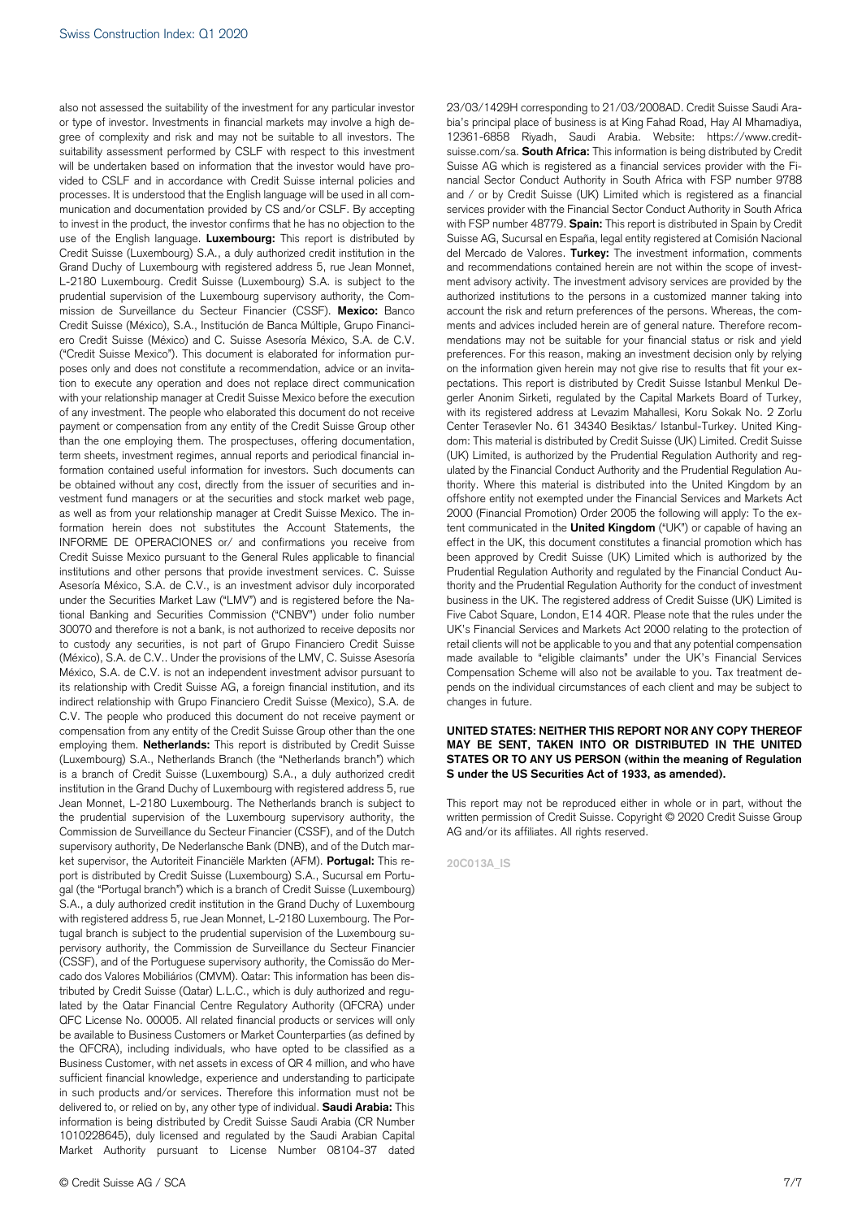also not assessed the suitability of the investment for any particular investor or type of investor. Investments in financial markets may involve a high degree of complexity and risk and may not be suitable to all investors. The suitability assessment performed by CSLF with respect to this investment will be undertaken based on information that the investor would have provided to CSLF and in accordance with Credit Suisse internal policies and processes. It is understood that the English language will be used in all communication and documentation provided by CS and/or CSLF. By accepting to invest in the product, the investor confirms that he has no objection to the use of the English language. **Luxembourg:** This report is distributed by Credit Suisse (Luxembourg) S.A., a duly authorized credit institution in the Grand Duchy of Luxembourg with registered address 5, rue Jean Monnet, L-2180 Luxembourg. Credit Suisse (Luxembourg) S.A. is subject to the prudential supervision of the Luxembourg supervisory authority, the Commission de Surveillance du Secteur Financier (CSSF). **Mexico:** Banco Credit Suisse (México), S.A., Institución de Banca Múltiple, Grupo Financiero Credit Suisse (México) and C. Suisse Asesoría México, S.A. de C.V. ("Credit Suisse Mexico"). This document is elaborated for information purposes only and does not constitute a recommendation, advice or an invitation to execute any operation and does not replace direct communication with your relationship manager at Credit Suisse Mexico before the execution of any investment. The people who elaborated this document do not receive payment or compensation from any entity of the Credit Suisse Group other than the one employing them. The prospectuses, offering documentation, term sheets, investment regimes, annual reports and periodical financial information contained useful information for investors. Such documents can be obtained without any cost, directly from the issuer of securities and investment fund managers or at the securities and stock market web page, as well as from your relationship manager at Credit Suisse Mexico. The information herein does not substitutes the Account Statements, the INFORME DE OPERACIONES or/ and confirmations you receive from Credit Suisse Mexico pursuant to the General Rules applicable to financial institutions and other persons that provide investment services. C. Suisse Asesoría México, S.A. de C.V., is an investment advisor duly incorporated under the Securities Market Law ("LMV") and is registered before the National Banking and Securities Commission ("CNBV") under folio number 30070 and therefore is not a bank, is not authorized to receive deposits nor to custody any securities, is not part of Grupo Financiero Credit Suisse (México), S.A. de C.V.. Under the provisions of the LMV, C. Suisse Asesoría México, S.A. de C.V. is not an independent investment advisor pursuant to its relationship with Credit Suisse AG, a foreign financial institution, and its indirect relationship with Grupo Financiero Credit Suisse (Mexico), S.A. de C.V. The people who produced this document do not receive payment or compensation from any entity of the Credit Suisse Group other than the one employing them. **Netherlands:** This report is distributed by Credit Suisse (Luxembourg) S.A., Netherlands Branch (the "Netherlands branch") which is a branch of Credit Suisse (Luxembourg) S.A., a duly authorized credit institution in the Grand Duchy of Luxembourg with registered address 5, rue Jean Monnet, L-2180 Luxembourg. The Netherlands branch is subject to the prudential supervision of the Luxembourg supervisory authority, the Commission de Surveillance du Secteur Financier (CSSF), and of the Dutch supervisory authority, De Nederlansche Bank (DNB), and of the Dutch market supervisor, the Autoriteit Financiële Markten (AFM). **Portugal:** This report is distributed by Credit Suisse (Luxembourg) S.A., Sucursal em Portugal (the "Portugal branch") which is a branch of Credit Suisse (Luxembourg) S.A., a duly authorized credit institution in the Grand Duchy of Luxembourg with registered address 5, rue Jean Monnet, L-2180 Luxembourg. The Portugal branch is subject to the prudential supervision of the Luxembourg supervisory authority, the Commission de Surveillance du Secteur Financier (CSSF), and of the Portuguese supervisory authority, the Comissão do Mercado dos Valores Mobiliários (CMVM). Qatar: This information has been distributed by Credit Suisse (Qatar) L.L.C., which is duly authorized and regulated by the Qatar Financial Centre Regulatory Authority (QFCRA) under QFC License No. 00005. All related financial products or services will only be available to Business Customers or Market Counterparties (as defined by the QFCRA), including individuals, who have opted to be classified as a Business Customer, with net assets in excess of QR 4 million, and who have sufficient financial knowledge, experience and understanding to participate in such products and/or services. Therefore this information must not be delivered to, or relied on by, any other type of individual. **Saudi Arabia:** This information is being distributed by Credit Suisse Saudi Arabia (CR Number 1010228645), duly licensed and regulated by the Saudi Arabian Capital Market Authority pursuant to License Number 08104-37 dated 23/03/1429H corresponding to 21/03/2008AD. Credit Suisse Saudi Arabia's principal place of business is at King Fahad Road, Hay Al Mhamadiya, 12361-6858 Riyadh, Saudi Arabia. Website: https://www.credit-suisse.com/sa. **South Africa:** This information is being distributed by Credit Suisse AG which is registered as a financial services provider with the Financial Sector Conduct Authority in South Africa with FSP number 9788 and / or by Credit Suisse (UK) Limited which is registered as a financial services provider with the Financial Sector Conduct Authority in South Africa with FSP number 48779. **Spain:** This report is distributed in Spain by Credit Suisse AG, Sucursal en España, legal entity registered at Comisión Nacional del Mercado de Valores. **Turkey:** The investment information, comments and recommendations contained herein are not within the scope of investment advisory activity. The investment advisory services are provided by the authorized institutions to the persons in a customized manner taking into account the risk and return preferences of the persons. Whereas, the comments and advices included herein are of general nature. Therefore recommendations may not be suitable for your financial status or risk and yield preferences. For this reason, making an investment decision only by relying on the information given herein may not give rise to results that fit your expectations. This report is distributed by Credit Suisse Istanbul Menkul Degerler Anonim Sirketi, regulated by the Capital Markets Board of Turkey, with its registered address at Levazim Mahallesi, Koru Sokak No. 2 Zorlu Center Terasevler No. 61 34340 Besiktas/ Istanbul-Turkey. United Kingdom: This material is distributed by Credit Suisse (UK) Limited. Credit Suisse (UK) Limited, is authorized by the Prudential Regulation Authority and regulated by the Financial Conduct Authority and the Prudential Regulation Authority. Where this material is distributed into the United Kingdom by an offshore entity not exempted under the Financial Services and Markets Act 2000 (Financial Promotion) Order 2005 the following will apply: To the extent communicated in the **United Kingdom** ("UK") or capable of having an effect in the UK, this document constitutes a financial promotion which has been approved by Credit Suisse (UK) Limited which is authorized by the Prudential Regulation Authority and regulated by the Financial Conduct Authority and the Prudential Regulation Authority for the conduct of investment business in the UK. The registered address of Credit Suisse (UK) Limited is Five Cabot Square, London, E14 4QR. Please note that the rules under the UK's Financial Services and Markets Act 2000 relating to the protection of retail clients will not be applicable to you and that any potential compensation made available to "eligible claimants" under the UK's Financial Services Compensation Scheme will also not be available to you. Tax treatment depends on the individual circumstances of each client and may be subject to changes in future.

**UNITED STATES: NEITHER THIS REPORT NOR ANY COPY THEREOF MAY BE SENT, TAKEN INTO OR DISTRIBUTED IN THE UNITED STATES OR TO ANY US PERSON (within the meaning of Regulation S under the US Securities Act of 1933, as amended).**

This report may not be reproduced either in whole or in part, without the written permission of Credit Suisse. Copyright © 2020 Credit Suisse Group AG and/or its affiliates. All rights reserved.

20C013A_IS